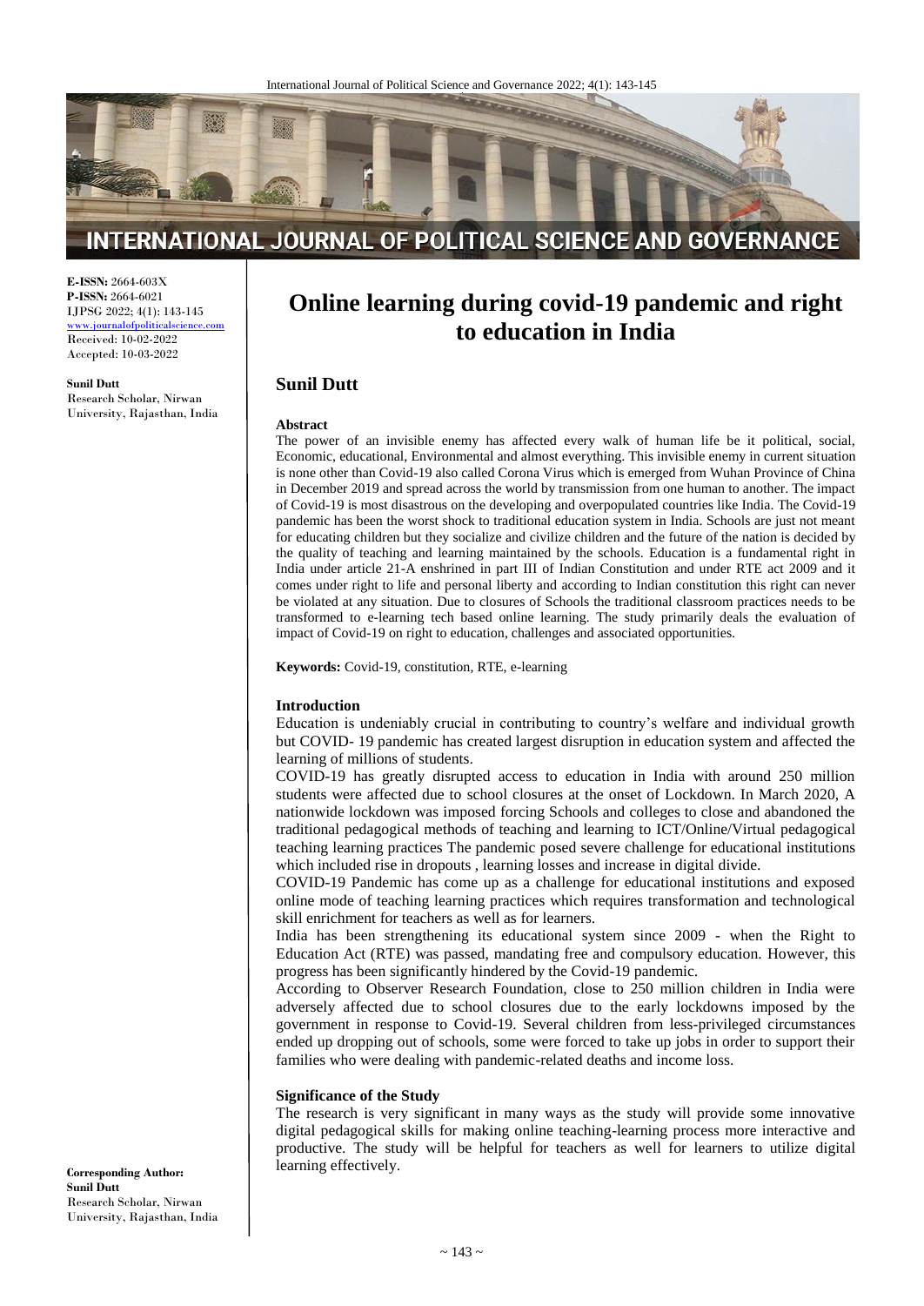**E-ISSN:** 2664-603X
**P-ISSN:** 2664-6021
IJPSG 2022; 4(1): 143-145
www.journalofpoliticalscience.com
Received: 10-02-2022
Accepted: 10-03-2022

**Sunil Dutt**
Research Scholar, Nirwan University, Rajasthan, India

**Corresponding Author:**
**Sunil Dutt**
Research Scholar, Nirwan University, Rajasthan, India

# Online learning during covid-19 pandemic and right to education in India

## Sunil Dutt

### Abstract

The power of an invisible enemy has affected every walk of human life be it political, social, Economic, educational, Environmental and almost everything. This invisible enemy in current situation is none other than Covid-19 also called Corona Virus which is emerged from Wuhan Province of China in December 2019 and spread across the world by transmission from one human to another. The impact of Covid-19 is most disastrous on the developing and overpopulated countries like India. The Covid-19 pandemic has been the worst shock to traditional education system in India. Schools are just not meant for educating children but they socialize and civilize children and the future of the nation is decided by the quality of teaching and learning maintained by the schools. Education is a fundamental right in India under article 21-A enshrined in part III of Indian Constitution and under RTE act 2009 and it comes under right to life and personal liberty and according to Indian constitution this right can never be violated at any situation. Due to closures of Schools the traditional classroom practices needs to be transformed to e-learning tech based online learning. The study primarily deals the evaluation of impact of Covid-19 on right to education, challenges and associated opportunities.

**Keywords:** Covid-19, constitution, RTE, e-learning

### Introduction

Education is undeniably crucial in contributing to country's welfare and individual growth but COVID- 19 pandemic has created largest disruption in education system and affected the learning of millions of students.

COVID-19 has greatly disrupted access to education in India with around 250 million students were affected due to school closures at the onset of Lockdown. In March 2020, A nationwide lockdown was imposed forcing Schools and colleges to close and abandoned the traditional pedagogical methods of teaching and learning to ICT/Online/Virtual pedagogical teaching learning practices The pandemic posed severe challenge for educational institutions which included rise in dropouts , learning losses and increase in digital divide.

COVID-19 Pandemic has come up as a challenge for educational institutions and exposed online mode of teaching learning practices which requires transformation and technological skill enrichment for teachers as well as for learners.

India has been strengthening its educational system since 2009 - when the Right to Education Act (RTE) was passed, mandating free and compulsory education. However, this progress has been significantly hindered by the Covid-19 pandemic.

According to Observer Research Foundation, close to 250 million children in India were adversely affected due to school closures due to the early lockdowns imposed by the government in response to Covid-19. Several children from less-privileged circumstances ended up dropping out of schools, some were forced to take up jobs in order to support their families who were dealing with pandemic-related deaths and income loss.

### Significance of the Study

The research is very significant in many ways as the study will provide some innovative digital pedagogical skills for making online teaching-learning process more interactive and productive. The study will be helpful for teachers as well for learners to utilize digital learning effectively.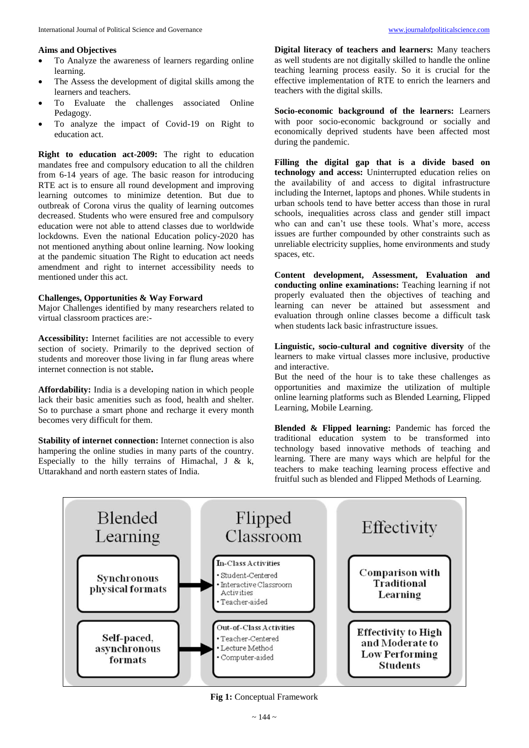### Aims and Objectives

- To Analyze the awareness of learners regarding online learning.
- The Assess the development of digital skills among the learners and teachers.
- To Evaluate the challenges associated Online Pedagogy.
- To analyze the impact of Covid-19 on Right to education act.

**Right to education act-2009:** The right to education mandates free and compulsory education to all the children from 6-14 years of age. The basic reason for introducing RTE act is to ensure all round development and improving learning outcomes to minimize detention. But due to outbreak of Corona virus the quality of learning outcomes decreased. Students who were ensured free and compulsory education were not able to attend classes due to worldwide lockdowns. Even the national Education policy-2020 has not mentioned anything about online learning. Now looking at the pandemic situation The Right to education act needs amendment and right to internet accessibility needs to mentioned under this act.

### Challenges, Opportunities & Way Forward

Major Challenges identified by many researchers related to virtual classroom practices are:-

**Accessibility:** Internet facilities are not accessible to every section of society. Primarily to the deprived section of students and moreover those living in far flung areas where internet connection is not stable**.**

**Affordability:** India is a developing nation in which people lack their basic amenities such as food, health and shelter. So to purchase a smart phone and recharge it every month becomes very difficult for them.

**Stability of internet connection:** Internet connection is also hampering the online studies in many parts of the country. Especially to the hilly terrains of Himachal, J & k, Uttarakhand and north eastern states of India.

**Digital literacy of teachers and learners:** Many teachers as well students are not digitally skilled to handle the online teaching learning process easily. So it is crucial for the effective implementation of RTE to enrich the learners and teachers with the digital skills.

**Socio-economic background of the learners:** Learners with poor socio-economic background or socially and economically deprived students have been affected most during the pandemic.

**Filling the digital gap that is a divide based on technology and access:** Uninterrupted education relies on the availability of and access to digital infrastructure including the Internet, laptops and phones. While students in urban schools tend to have better access than those in rural schools, inequalities across class and gender still impact who can and can't use these tools. What's more, access issues are further compounded by other constraints such as unreliable electricity supplies, home environments and study spaces, etc.

**Content development, Assessment, Evaluation and conducting online examinations:** Teaching learning if not properly evaluated then the objectives of teaching and learning can never be attained but assessment and evaluation through online classes become a difficult task when students lack basic infrastructure issues.

**Linguistic, socio-cultural and cognitive diversity** of the learners to make virtual classes more inclusive, productive and interactive.

But the need of the hour is to take these challenges as opportunities and maximize the utilization of multiple online learning platforms such as Blended Learning, Flipped Learning, Mobile Learning.

**Blended & Flipped learning:** Pandemic has forced the traditional education system to be transformed into technology based innovative methods of teaching and learning. There are many ways which are helpful for the teachers to make teaching learning process effective and fruitful such as blended and Flipped Methods of Learning.

| Blended Learning | Flipped Classroom | Effectivity |
| --- | --- | --- |
| Synchronous physical formats | In-Class Activities: • Student-Centered • Interactive Classroom Activities • Teacher-aided | Comparison with Traditional Learning |
| Self-paced, asynchronous formats | Out-of-Class Activities: • Teacher-Centered • Lecture Method • Computer-aided | Effectivity to High and Moderate to Low Performing Students |

**Fig 1:** Conceptual Framework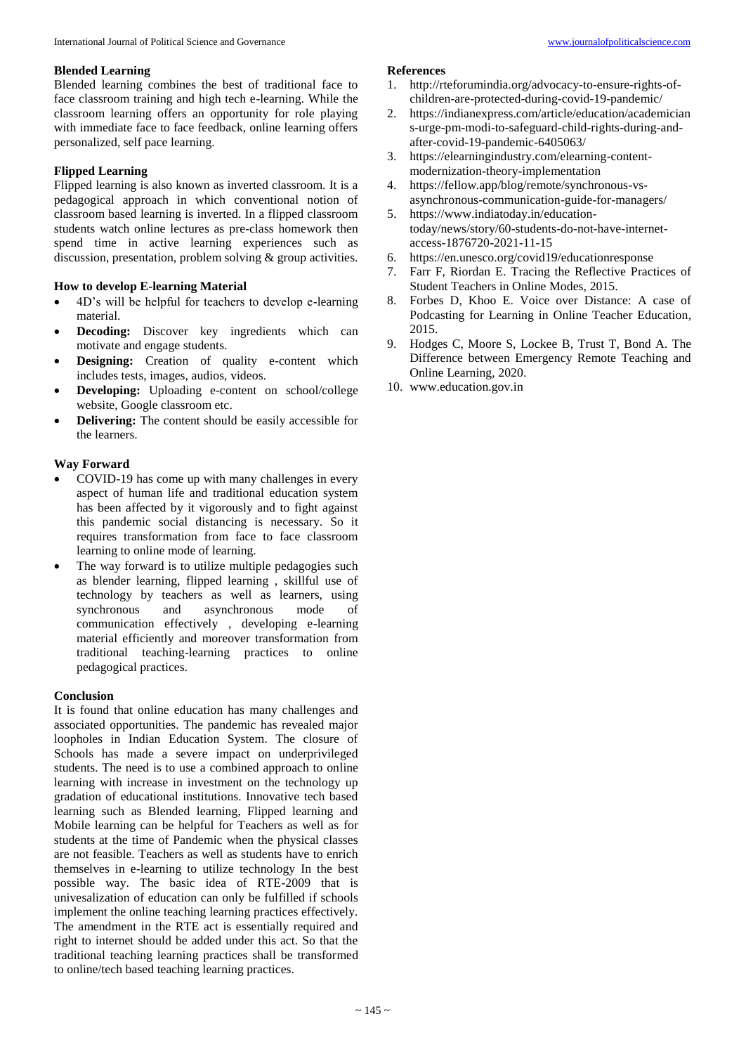### Blended Learning

Blended learning combines the best of traditional face to face classroom training and high tech e-learning. While the classroom learning offers an opportunity for role playing with immediate face to face feedback, online learning offers personalized, self pace learning.

### Flipped Learning

Flipped learning is also known as inverted classroom. It is a pedagogical approach in which conventional notion of classroom based learning is inverted. In a flipped classroom students watch online lectures as pre-class homework then spend time in active learning experiences such as discussion, presentation, problem solving & group activities.

### How to develop E-learning Material

- 4D's will be helpful for teachers to develop e-learning material.
- **Decoding:** Discover key ingredients which can motivate and engage students.
- **Designing:** Creation of quality e-content which includes tests, images, audios, videos.
- **Developing:** Uploading e-content on school/college website, Google classroom etc.
- **Delivering:** The content should be easily accessible for the learners.

### Way Forward

- COVID-19 has come up with many challenges in every aspect of human life and traditional education system has been affected by it vigorously and to fight against this pandemic social distancing is necessary. So it requires transformation from face to face classroom learning to online mode of learning.
- The way forward is to utilize multiple pedagogies such as blender learning, flipped learning , skillful use of technology by teachers as well as learners, using synchronous and asynchronous mode of communication effectively , developing e-learning material efficiently and moreover transformation from traditional teaching-learning practices to online pedagogical practices.

### Conclusion

It is found that online education has many challenges and associated opportunities. The pandemic has revealed major loopholes in Indian Education System. The closure of Schools has made a severe impact on underprivileged students. The need is to use a combined approach to online learning with increase in investment on the technology up gradation of educational institutions. Innovative tech based learning such as Blended learning, Flipped learning and Mobile learning can be helpful for Teachers as well as for students at the time of Pandemic when the physical classes are not feasible. Teachers as well as students have to enrich themselves in e-learning to utilize technology In the best possible way. The basic idea of RTE-2009 that is univesalization of education can only be fulfilled if schools implement the online teaching learning practices effectively. The amendment in the RTE act is essentially required and right to internet should be added under this act. So that the traditional teaching learning practices shall be transformed to online/tech based teaching learning practices.

### References

1. http://rteforumindia.org/advocacy-to-ensure-rights-of-children-are-protected-during-covid-19-pandemic/
2. https://indianexpress.com/article/education/academicians-urge-pm-modi-to-safeguard-child-rights-during-and-after-covid-19-pandemic-6405063/
3. https://elearningindustry.com/elearning-content-modernization-theory-implementation
4. https://fellow.app/blog/remote/synchronous-vs-asynchronous-communication-guide-for-managers/
5. https://www.indiatoday.in/education-today/news/story/60-students-do-not-have-internet-access-1876720-2021-11-15
6. https://en.unesco.org/covid19/educationresponse
7. Farr F, Riordan E. Tracing the Reflective Practices of Student Teachers in Online Modes, 2015.
8. Forbes D, Khoo E. Voice over Distance: A case of Podcasting for Learning in Online Teacher Education, 2015.
9. Hodges C, Moore S, Lockee B, Trust T, Bond A. The Difference between Emergency Remote Teaching and Online Learning, 2020.
10. www.education.gov.in